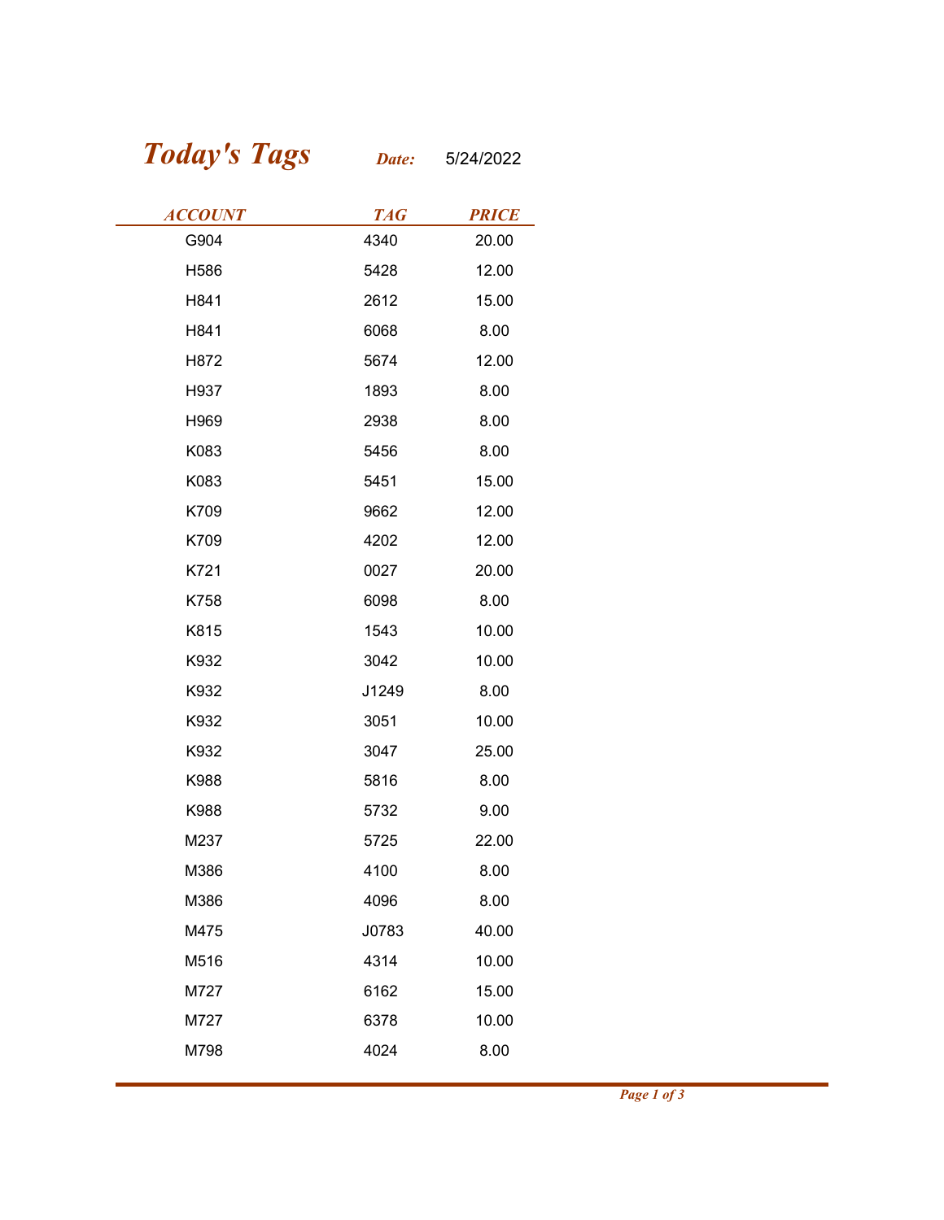# *Today's Tags*

***Date:*** 5/24/2022

| ACCOUNT | TAG | PRICE |
|---|---|---|
| G904 | 4340 | 20.00 |
| H586 | 5428 | 12.00 |
| H841 | 2612 | 15.00 |
| H841 | 6068 | 8.00 |
| H872 | 5674 | 12.00 |
| H937 | 1893 | 8.00 |
| H969 | 2938 | 8.00 |
| K083 | 5456 | 8.00 |
| K083 | 5451 | 15.00 |
| K709 | 9662 | 12.00 |
| K709 | 4202 | 12.00 |
| K721 | 0027 | 20.00 |
| K758 | 6098 | 8.00 |
| K815 | 1543 | 10.00 |
| K932 | 3042 | 10.00 |
| K932 | J1249 | 8.00 |
| K932 | 3051 | 10.00 |
| K932 | 3047 | 25.00 |
| K988 | 5816 | 8.00 |
| K988 | 5732 | 9.00 |
| M237 | 5725 | 22.00 |
| M386 | 4100 | 8.00 |
| M386 | 4096 | 8.00 |
| M475 | J0783 | 40.00 |
| M516 | 4314 | 10.00 |
| M727 | 6162 | 15.00 |
| M727 | 6378 | 10.00 |
| M798 | 4024 | 8.00 |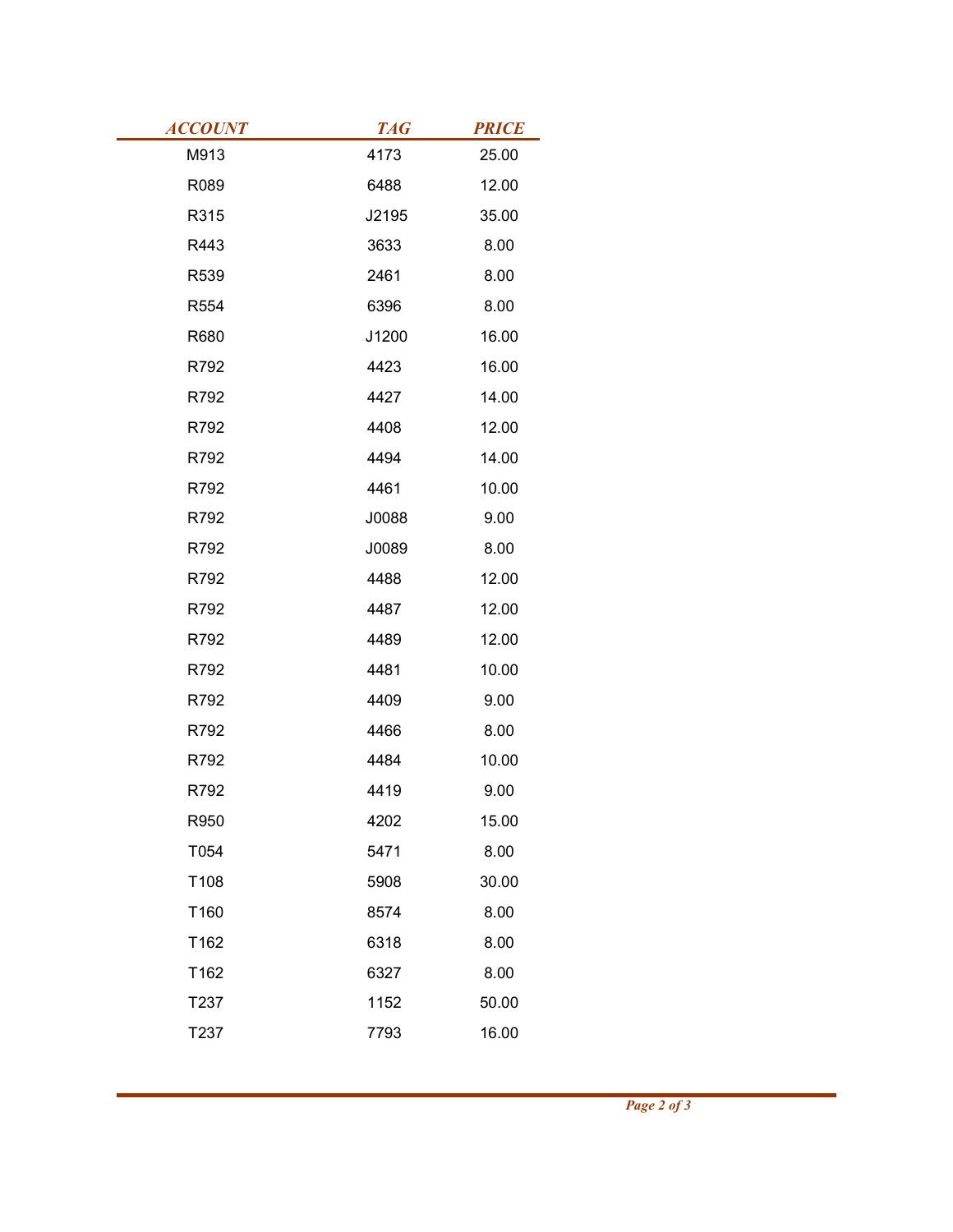| ACCOUNT | TAG | PRICE |
|---|---|---|
| M913 | 4173 | 25.00 |
| R089 | 6488 | 12.00 |
| R315 | J2195 | 35.00 |
| R443 | 3633 | 8.00 |
| R539 | 2461 | 8.00 |
| R554 | 6396 | 8.00 |
| R680 | J1200 | 16.00 |
| R792 | 4423 | 16.00 |
| R792 | 4427 | 14.00 |
| R792 | 4408 | 12.00 |
| R792 | 4494 | 14.00 |
| R792 | 4461 | 10.00 |
| R792 | J0088 | 9.00 |
| R792 | J0089 | 8.00 |
| R792 | 4488 | 12.00 |
| R792 | 4487 | 12.00 |
| R792 | 4489 | 12.00 |
| R792 | 4481 | 10.00 |
| R792 | 4409 | 9.00 |
| R792 | 4466 | 8.00 |
| R792 | 4484 | 10.00 |
| R792 | 4419 | 9.00 |
| R950 | 4202 | 15.00 |
| T054 | 5471 | 8.00 |
| T108 | 5908 | 30.00 |
| T160 | 8574 | 8.00 |
| T162 | 6318 | 8.00 |
| T162 | 6327 | 8.00 |
| T237 | 1152 | 50.00 |
| T237 | 7793 | 16.00 |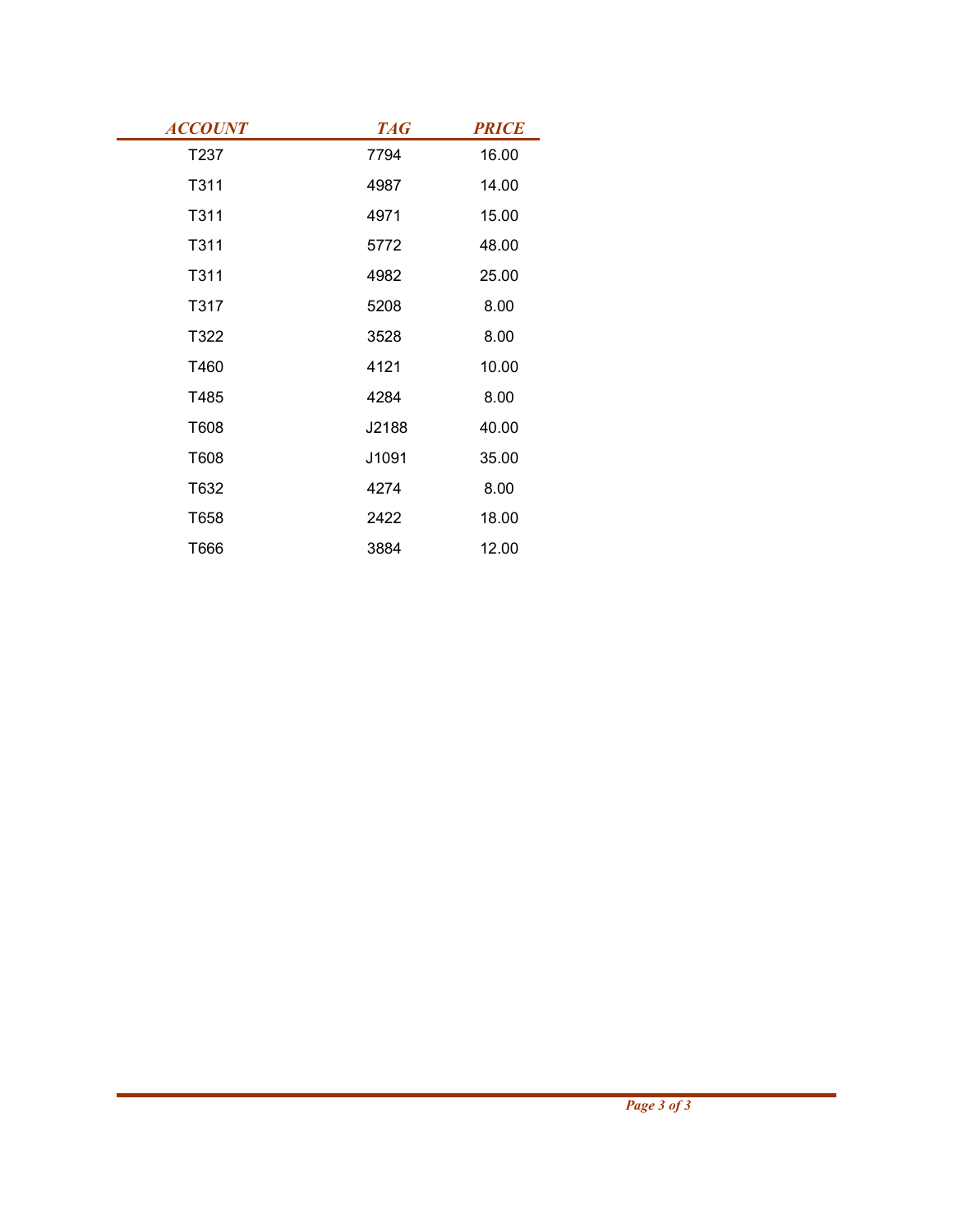| ACCOUNT | TAG | PRICE |
|---|---|---|
| T237 | 7794 | 16.00 |
| T311 | 4987 | 14.00 |
| T311 | 4971 | 15.00 |
| T311 | 5772 | 48.00 |
| T311 | 4982 | 25.00 |
| T317 | 5208 | 8.00 |
| T322 | 3528 | 8.00 |
| T460 | 4121 | 10.00 |
| T485 | 4284 | 8.00 |
| T608 | J2188 | 40.00 |
| T608 | J1091 | 35.00 |
| T632 | 4274 | 8.00 |
| T658 | 2422 | 18.00 |
| T666 | 3884 | 12.00 |